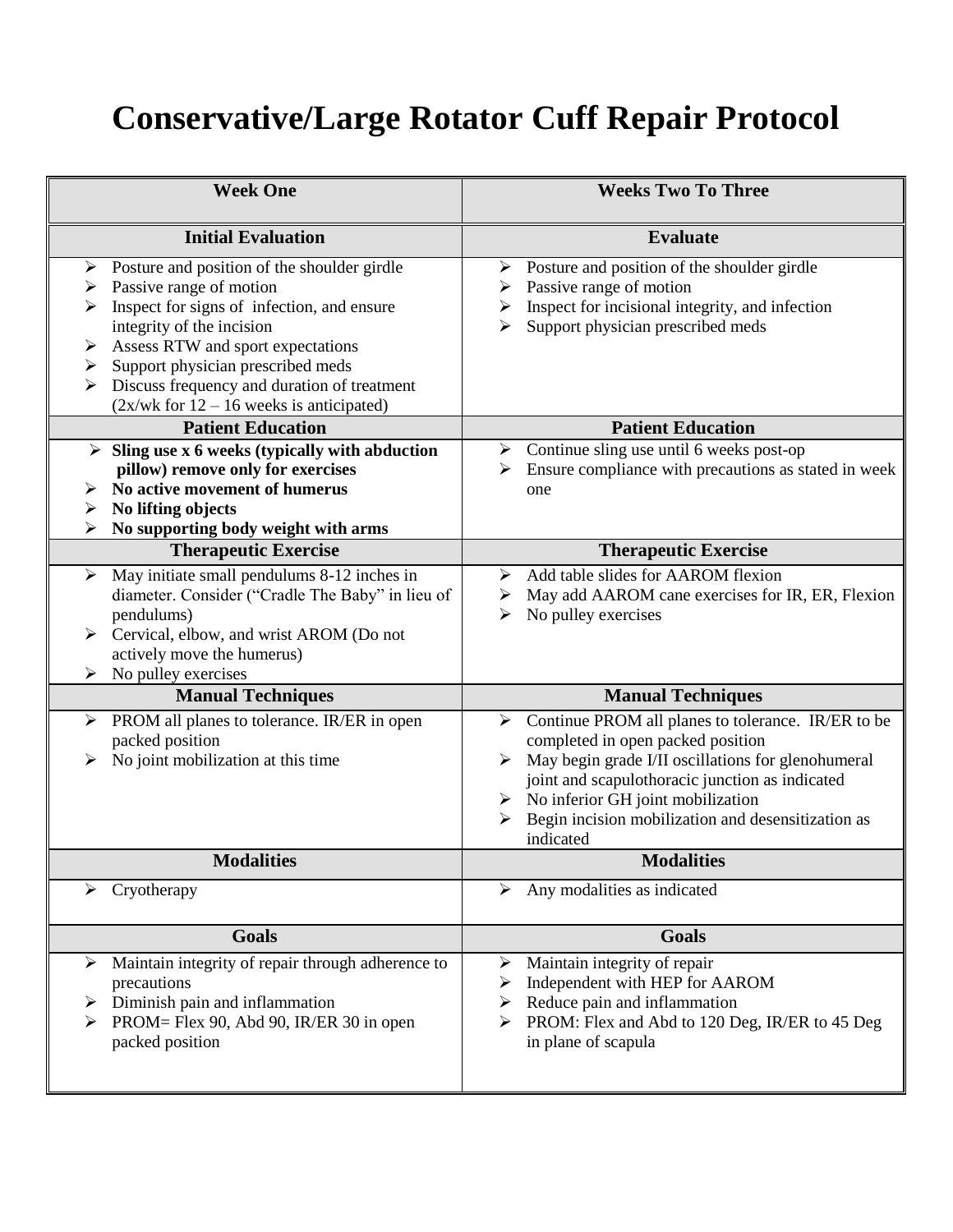# Conservative/Large Rotator Cuff Repair Protocol

| Week One | Weeks Two To Three |
|---|---|
| **Initial Evaluation** | **Evaluate** |
| ➢ Posture and position of the shoulder girdle<br>➢ Passive range of motion<br>➢ Inspect for signs of infection, and ensure integrity of the incision<br>➢ Assess RTW and sport expectations<br>➢ Support physician prescribed meds<br>➢ Discuss frequency and duration of treatment (2x/wk for 12 – 16 weeks is anticipated) | ➢ Posture and position of the shoulder girdle<br>➢ Passive range of motion<br>➢ Inspect for incisional integrity, and infection<br>➢ Support physician prescribed meds |
| **Patient Education** | **Patient Education** |
| ➢ **Sling use x 6 weeks (typically with abduction pillow) remove only for exercises**<br>➢ **No active movement of humerus**<br>➢ **No lifting objects**<br>➢ **No supporting body weight with arms** | ➢ Continue sling use until 6 weeks post-op<br>➢ Ensure compliance with precautions as stated in week one |
| **Therapeutic Exercise** | **Therapeutic Exercise** |
| ➢ May initiate small pendulums 8-12 inches in diameter. Consider ("Cradle The Baby" in lieu of pendulums)<br>➢ Cervical, elbow, and wrist AROM (Do not actively move the humerus)<br>➢ No pulley exercises | ➢ Add table slides for AAROM flexion<br>➢ May add AAROM cane exercises for IR, ER, Flexion<br>➢ No pulley exercises |
| **Manual Techniques** | **Manual Techniques** |
| ➢ PROM all planes to tolerance. IR/ER in open packed position<br>➢ No joint mobilization at this time | ➢ Continue PROM all planes to tolerance. IR/ER to be completed in open packed position<br>➢ May begin grade I/II oscillations for glenohumeral joint and scapulothoracic junction as indicated<br>➢ No inferior GH joint mobilization<br>➢ Begin incision mobilization and desensitization as indicated |
| **Modalities** | **Modalities** |
| ➢ Cryotherapy | ➢ Any modalities as indicated |
| **Goals** | **Goals** |
| ➢ Maintain integrity of repair through adherence to precautions<br>➢ Diminish pain and inflammation<br>➢ PROM= Flex 90, Abd 90, IR/ER 30 in open packed position | ➢ Maintain integrity of repair<br>➢ Independent with HEP for AAROM<br>➢ Reduce pain and inflammation<br>➢ PROM: Flex and Abd to 120 Deg, IR/ER to 45 Deg in plane of scapula |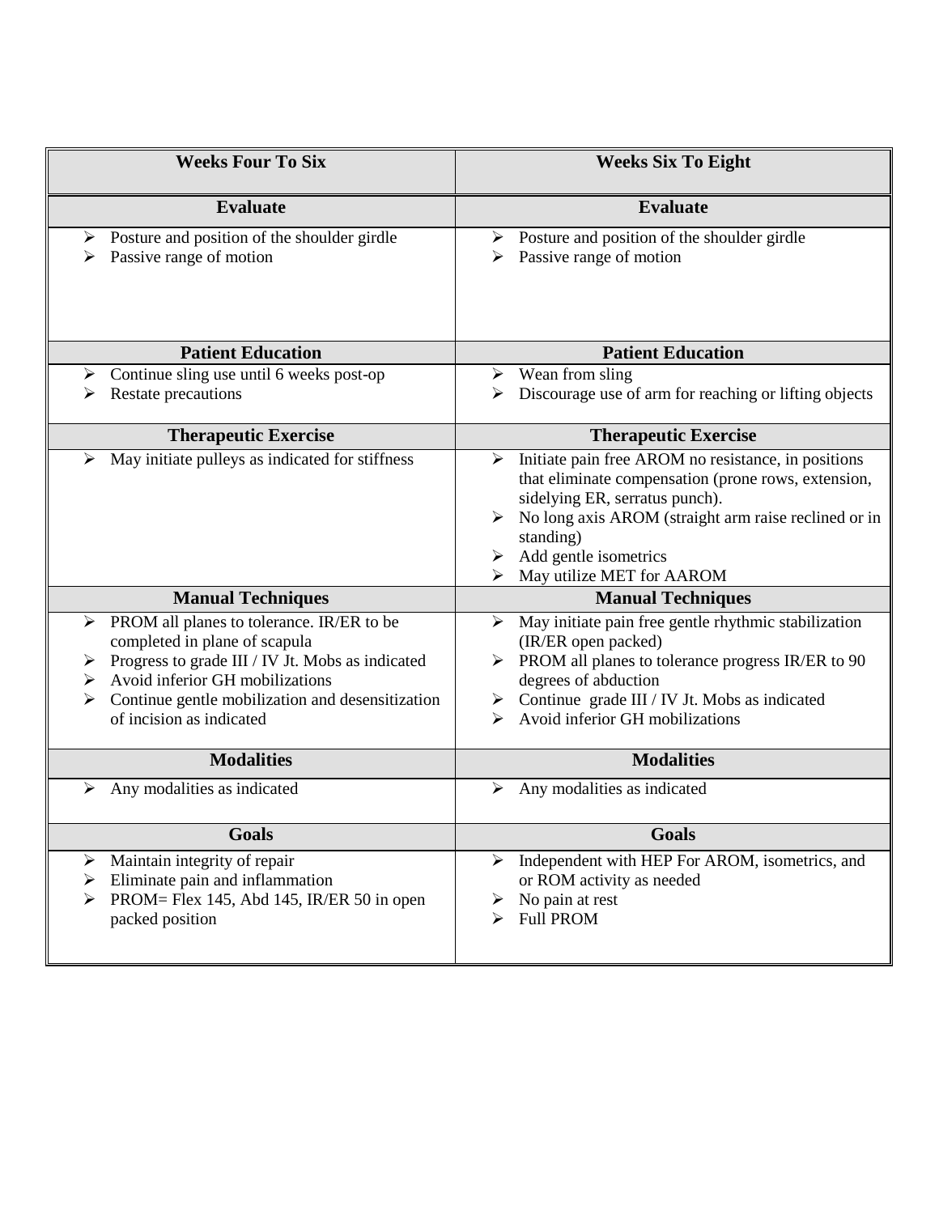| Weeks Four To Six | Weeks Six To Eight |
|---|---|
| **Evaluate** | **Evaluate** |
| ➢ Posture and position of the shoulder girdle<br>➢ Passive range of motion | ➢ Posture and position of the shoulder girdle<br>➢ Passive range of motion |
| **Patient Education** | **Patient Education** |
| ➢ Continue sling use until 6 weeks post-op<br>➢ Restate precautions | ➢ Wean from sling<br>➢ Discourage use of arm for reaching or lifting objects |
| **Therapeutic Exercise** | **Therapeutic Exercise** |
| ➢ May initiate pulleys as indicated for stiffness | ➢ Initiate pain free AROM no resistance, in positions that eliminate compensation (prone rows, extension, sidelying ER, serratus punch).<br>➢ No long axis AROM (straight arm raise reclined or in standing)<br>➢ Add gentle isometrics<br>➢ May utilize MET for AAROM |
| **Manual Techniques** | **Manual Techniques** |
| ➢ PROM all planes to tolerance. IR/ER to be completed in plane of scapula<br>➢ Progress to grade III / IV Jt. Mobs as indicated<br>➢ Avoid inferior GH mobilizations<br>➢ Continue gentle mobilization and desensitization of incision as indicated | ➢ May initiate pain free gentle rhythmic stabilization (IR/ER open packed)<br>➢ PROM all planes to tolerance progress IR/ER to 90 degrees of abduction<br>➢ Continue grade III / IV Jt. Mobs as indicated<br>➢ Avoid inferior GH mobilizations |
| **Modalities** | **Modalities** |
| ➢ Any modalities as indicated | ➢ Any modalities as indicated |
| **Goals** | **Goals** |
| ➢ Maintain integrity of repair<br>➢ Eliminate pain and inflammation<br>➢ PROM= Flex 145, Abd 145, IR/ER 50 in open packed position | ➢ Independent with HEP For AROM, isometrics, and or ROM activity as needed<br>➢ No pain at rest<br>➢ Full PROM |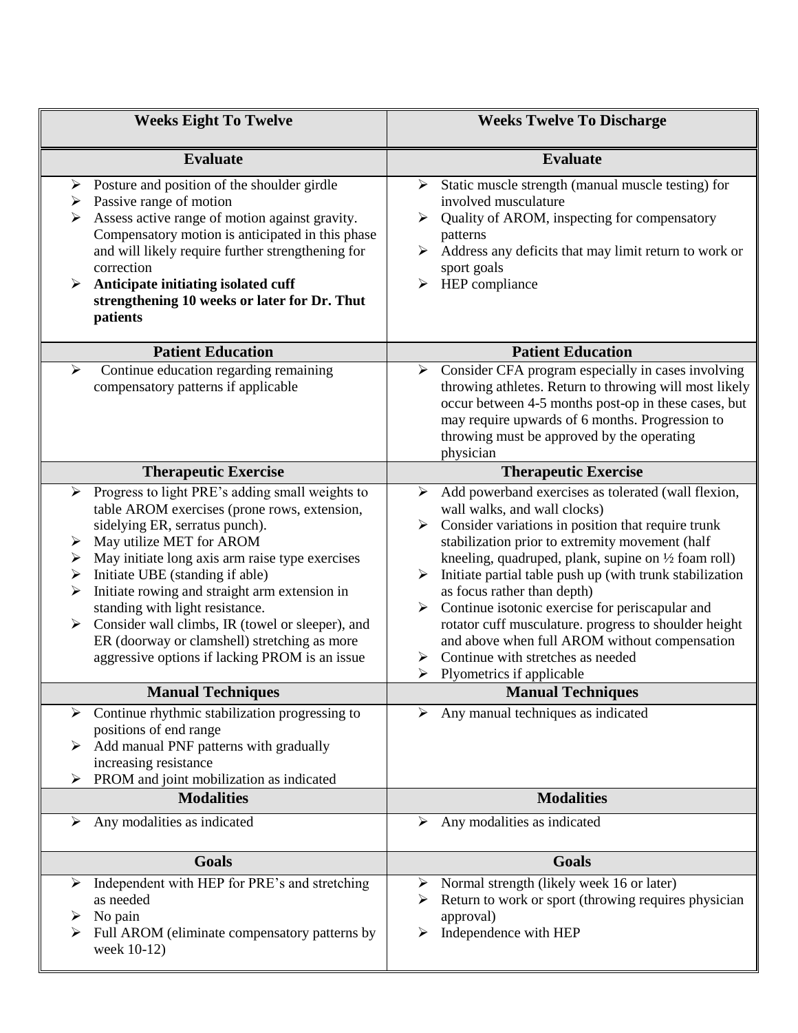| Weeks Eight To Twelve | Weeks Twelve To Discharge |
|---|---|
| **Evaluate** | **Evaluate** |
| ➢ Posture and position of the shoulder girdle<br>➢ Passive range of motion<br>➢ Assess active range of motion against gravity. Compensatory motion is anticipated in this phase and will likely require further strengthening for correction<br>➢ **Anticipate initiating isolated cuff strengthening 10 weeks or later for Dr. Thut patients** | ➢ Static muscle strength (manual muscle testing) for involved musculature<br>➢ Quality of AROM, inspecting for compensatory patterns<br>➢ Address any deficits that may limit return to work or sport goals<br>➢ HEP compliance |
| **Patient Education** | **Patient Education** |
| ➢ Continue education regarding remaining compensatory patterns if applicable | ➢ Consider CFA program especially in cases involving throwing athletes. Return to throwing will most likely occur between 4-5 months post-op in these cases, but may require upwards of 6 months. Progression to throwing must be approved by the operating physician |
| **Therapeutic Exercise** | **Therapeutic Exercise** |
| ➢ Progress to light PRE's adding small weights to table AROM exercises (prone rows, extension, sidelying ER, serratus punch).<br>➢ May utilize MET for AROM<br>➢ May initiate long axis arm raise type exercises<br>➢ Initiate UBE (standing if able)<br>➢ Initiate rowing and straight arm extension in standing with light resistance.<br>➢ Consider wall climbs, IR (towel or sleeper), and ER (doorway or clamshell) stretching as more aggressive options if lacking PROM is an issue | ➢ Add powerband exercises as tolerated (wall flexion, wall walks, and wall clocks)<br>➢ Consider variations in position that require trunk stabilization prior to extremity movement (half kneeling, quadruped, plank, supine on ½ foam roll)<br>➢ Initiate partial table push up (with trunk stabilization as focus rather than depth)<br>➢ Continue isotonic exercise for periscapular and rotator cuff musculature. progress to shoulder height and above when full AROM without compensation<br>➢ Continue with stretches as needed<br>➢ Plyometrics if applicable |
| **Manual Techniques** | **Manual Techniques** |
| ➢ Continue rhythmic stabilization progressing to positions of end range<br>➢ Add manual PNF patterns with gradually increasing resistance<br>➢ PROM and joint mobilization as indicated | ➢ Any manual techniques as indicated |
| **Modalities** | **Modalities** |
| ➢ Any modalities as indicated | ➢ Any modalities as indicated |
| **Goals** | **Goals** |
| ➢ Independent with HEP for PRE's and stretching as needed<br>➢ No pain<br>➢ Full AROM (eliminate compensatory patterns by week 10-12) | ➢ Normal strength (likely week 16 or later)<br>➢ Return to work or sport (throwing requires physician approval)<br>➢ Independence with HEP |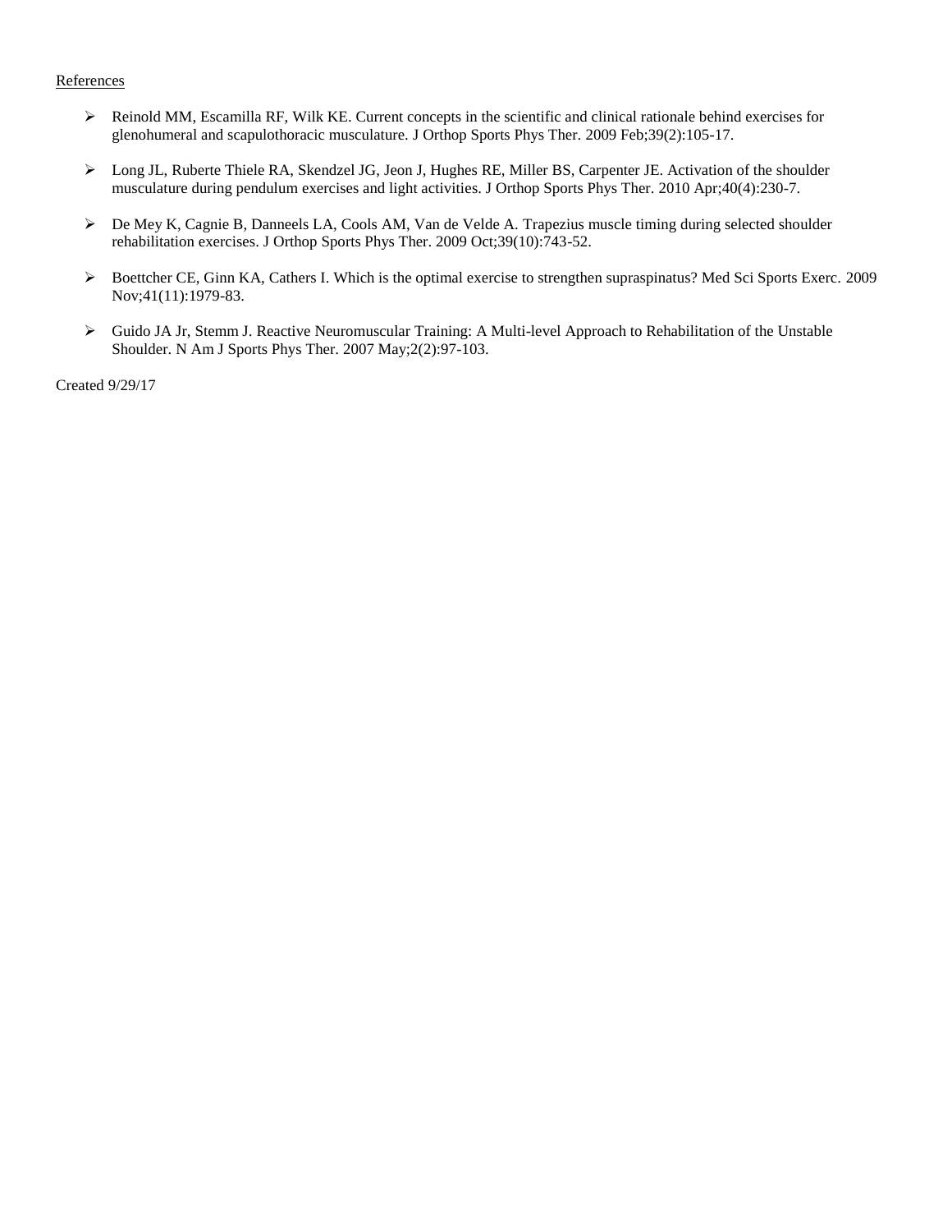References

- Reinold MM, Escamilla RF, Wilk KE. Current concepts in the scientific and clinical rationale behind exercises for glenohumeral and scapulothoracic musculature. J Orthop Sports Phys Ther. 2009 Feb;39(2):105-17.
- Long JL, Ruberte Thiele RA, Skendzel JG, Jeon J, Hughes RE, Miller BS, Carpenter JE. Activation of the shoulder musculature during pendulum exercises and light activities. J Orthop Sports Phys Ther. 2010 Apr;40(4):230-7.
- De Mey K, Cagnie B, Danneels LA, Cools AM, Van de Velde A. Trapezius muscle timing during selected shoulder rehabilitation exercises. J Orthop Sports Phys Ther. 2009 Oct;39(10):743-52.
- Boettcher CE, Ginn KA, Cathers I. Which is the optimal exercise to strengthen supraspinatus? Med Sci Sports Exerc. 2009 Nov;41(11):1979-83.
- Guido JA Jr, Stemm J. Reactive Neuromuscular Training: A Multi-level Approach to Rehabilitation of the Unstable Shoulder. N Am J Sports Phys Ther. 2007 May;2(2):97-103.

Created 9/29/17